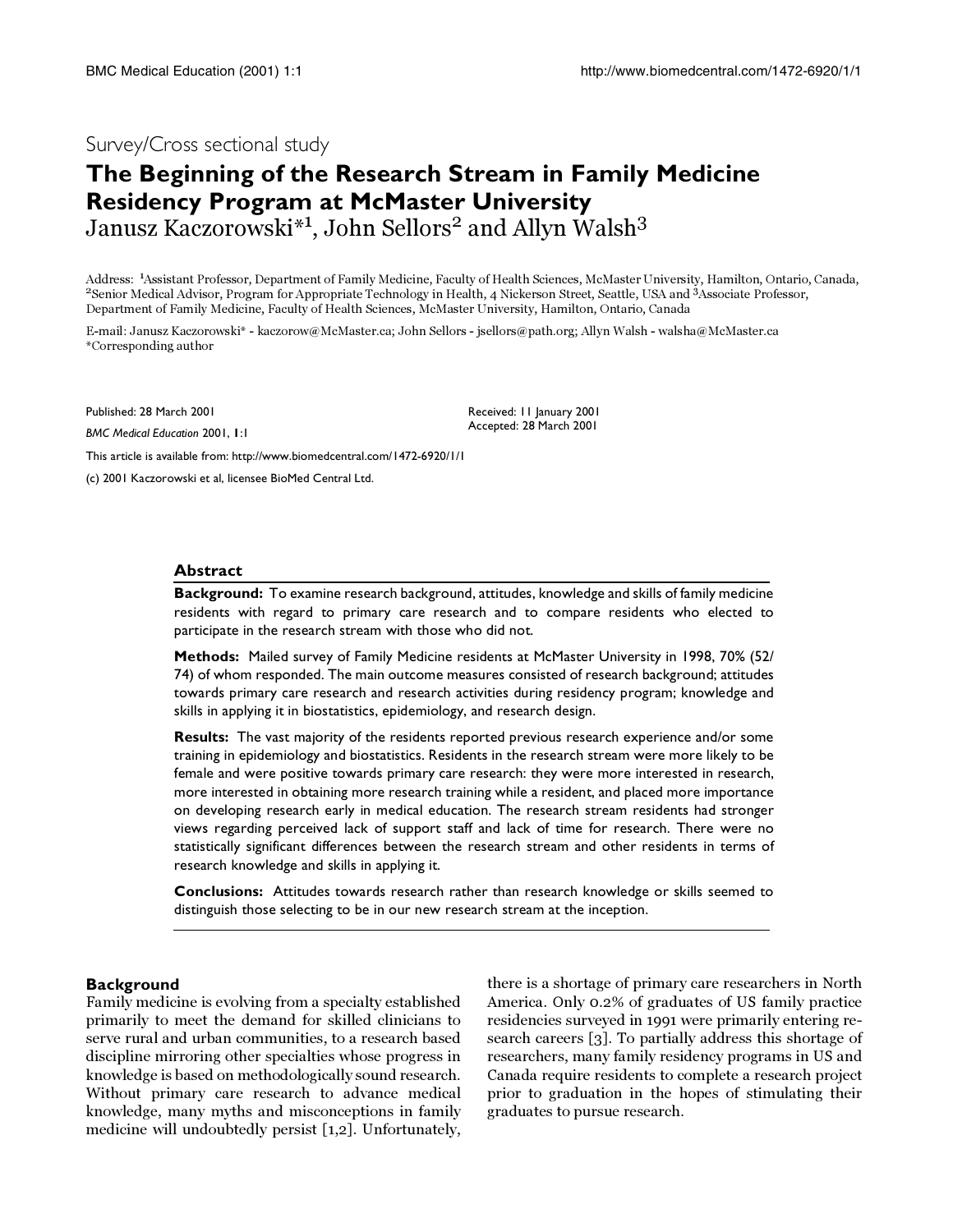Survey/Cross sectional study

# The Beginning of the Research Stream in Family Medicine Residency Program at McMaster University

Janusz Kaczorowski*[1], John Sellors[2] and Allyn Walsh[3]

Address: [1]Assistant Professor, Department of Family Medicine, Faculty of Health Sciences, McMaster University, Hamilton, Ontario, Canada, [2]Senior Medical Advisor, Program for Appropriate Technology in Health, 4 Nickerson Street, Seattle, USA and [3]Associate Professor, Department of Family Medicine, Faculty of Health Sciences, McMaster University, Hamilton, Ontario, Canada

E-mail: Janusz Kaczorowski* - kaczorow@McMaster.ca; John Sellors - jsellors@path.org; Allyn Walsh - walsha@McMaster.ca
*Corresponding author

Published: 28 March 2001

*BMC Medical Education* 2001, **1**:1

Received: 11 January 2001
Accepted: 28 March 2001

This article is available from: http://www.biomedcentral.com/1472-6920/1/1

(c) 2001 Kaczorowski et al, licensee BioMed Central Ltd.

## Abstract

**Background:** To examine research background, attitudes, knowledge and skills of family medicine residents with regard to primary care research and to compare residents who elected to participate in the research stream with those who did not.

**Methods:** Mailed survey of Family Medicine residents at McMaster University in 1998, 70% (52/74) of whom responded. The main outcome measures consisted of research background; attitudes towards primary care research and research activities during residency program; knowledge and skills in applying it in biostatistics, epidemiology, and research design.

**Results:** The vast majority of the residents reported previous research experience and/or some training in epidemiology and biostatistics. Residents in the research stream were more likely to be female and were positive towards primary care research: they were more interested in research, more interested in obtaining more research training while a resident, and placed more importance on developing research early in medical education. The research stream residents had stronger views regarding perceived lack of support staff and lack of time for research. There were no statistically significant differences between the research stream and other residents in terms of research knowledge and skills in applying it.

**Conclusions:** Attitudes towards research rather than research knowledge or skills seemed to distinguish those selecting to be in our new research stream at the inception.

## Background

Family medicine is evolving from a specialty established primarily to meet the demand for skilled clinicians to serve rural and urban communities, to a research based discipline mirroring other specialties whose progress in knowledge is based on methodologically sound research. Without primary care research to advance medical knowledge, many myths and misconceptions in family medicine will undoubtedly persist [1,2]. Unfortunately, there is a shortage of primary care researchers in North America. Only 0.2% of graduates of US family practice residencies surveyed in 1991 were primarily entering research careers [3]. To partially address this shortage of researchers, many family residency programs in US and Canada require residents to complete a research project prior to graduation in the hopes of stimulating their graduates to pursue research.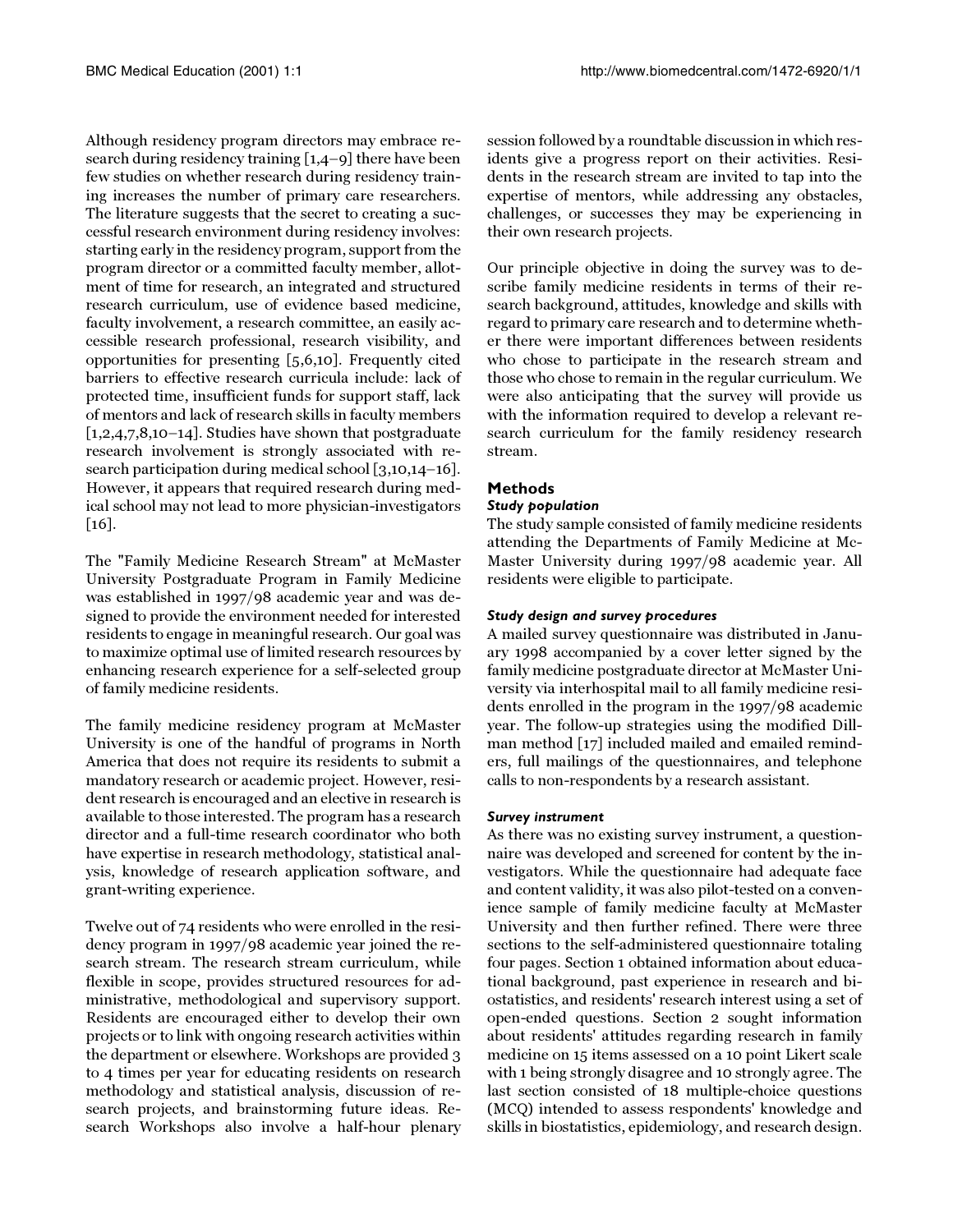Although residency program directors may embrace research during residency training [1,4–9] there have been few studies on whether research during residency training increases the number of primary care researchers. The literature suggests that the secret to creating a successful research environment during residency involves: starting early in the residency program, support from the program director or a committed faculty member, allotment of time for research, an integrated and structured research curriculum, use of evidence based medicine, faculty involvement, a research committee, an easily accessible research professional, research visibility, and opportunities for presenting [5,6,10]. Frequently cited barriers to effective research curricula include: lack of protected time, insufficient funds for support staff, lack of mentors and lack of research skills in faculty members [1,2,4,7,8,10–14]. Studies have shown that postgraduate research involvement is strongly associated with research participation during medical school [3,10,14–16]. However, it appears that required research during medical school may not lead to more physician-investigators [16].

The "Family Medicine Research Stream" at McMaster University Postgraduate Program in Family Medicine was established in 1997/98 academic year and was designed to provide the environment needed for interested residents to engage in meaningful research. Our goal was to maximize optimal use of limited research resources by enhancing research experience for a self-selected group of family medicine residents.

The family medicine residency program at McMaster University is one of the handful of programs in North America that does not require its residents to submit a mandatory research or academic project. However, resident research is encouraged and an elective in research is available to those interested. The program has a research director and a full-time research coordinator who both have expertise in research methodology, statistical analysis, knowledge of research application software, and grant-writing experience.

Twelve out of 74 residents who were enrolled in the residency program in 1997/98 academic year joined the research stream. The research stream curriculum, while flexible in scope, provides structured resources for administrative, methodological and supervisory support. Residents are encouraged either to develop their own projects or to link with ongoing research activities within the department or elsewhere. Workshops are provided 3 to 4 times per year for educating residents on research methodology and statistical analysis, discussion of research projects, and brainstorming future ideas. Research Workshops also involve a half-hour plenary session followed by a roundtable discussion in which residents give a progress report on their activities. Residents in the research stream are invited to tap into the expertise of mentors, while addressing any obstacles, challenges, or successes they may be experiencing in their own research projects.

Our principle objective in doing the survey was to describe family medicine residents in terms of their research background, attitudes, knowledge and skills with regard to primary care research and to determine whether there were important differences between residents who chose to participate in the research stream and those who chose to remain in the regular curriculum. We were also anticipating that the survey will provide us with the information required to develop a relevant research curriculum for the family residency research stream.

## Methods

### *Study population*

The study sample consisted of family medicine residents attending the Departments of Family Medicine at McMaster University during 1997/98 academic year. All residents were eligible to participate.

### *Study design and survey procedures*

A mailed survey questionnaire was distributed in January 1998 accompanied by a cover letter signed by the family medicine postgraduate director at McMaster University via interhospital mail to all family medicine residents enrolled in the program in the 1997/98 academic year. The follow-up strategies using the modified Dillman method [17] included mailed and emailed reminders, full mailings of the questionnaires, and telephone calls to non-respondents by a research assistant.

### *Survey instrument*

As there was no existing survey instrument, a questionnaire was developed and screened for content by the investigators. While the questionnaire had adequate face and content validity, it was also pilot-tested on a convenience sample of family medicine faculty at McMaster University and then further refined. There were three sections to the self-administered questionnaire totaling four pages. Section 1 obtained information about educational background, past experience in research and biostatistics, and residents' research interest using a set of open-ended questions. Section 2 sought information about residents' attitudes regarding research in family medicine on 15 items assessed on a 10 point Likert scale with 1 being strongly disagree and 10 strongly agree. The last section consisted of 18 multiple-choice questions (MCQ) intended to assess respondents' knowledge and skills in biostatistics, epidemiology, and research design.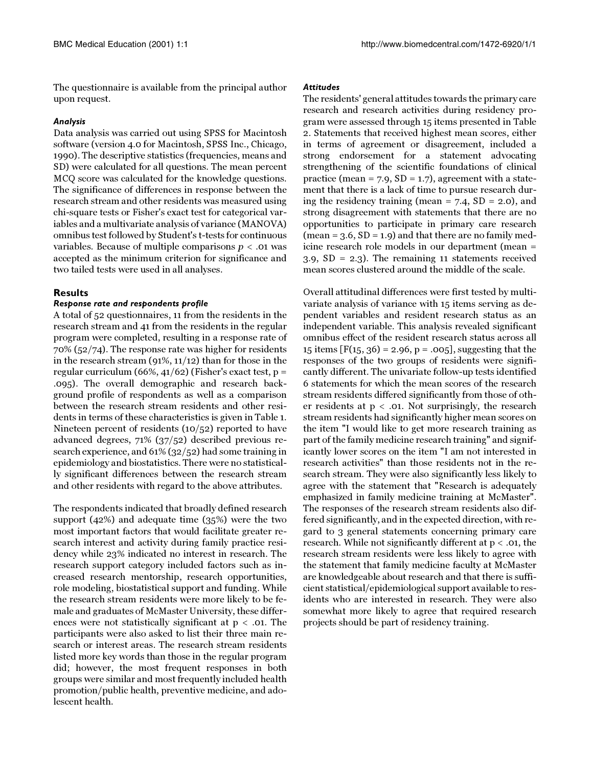The questionnaire is available from the principal author upon request.

### *Analysis*

Data analysis was carried out using SPSS for Macintosh software (version 4.0 for Macintosh, SPSS Inc., Chicago, 1990). The descriptive statistics (frequencies, means and SD) were calculated for all questions. The mean percent MCQ score was calculated for the knowledge questions. The significance of differences in response between the research stream and other residents was measured using chi-square tests or Fisher's exact test for categorical variables and a multivariate analysis of variance (MANOVA) omnibus test followed by Student's t-tests for continuous variables. Because of multiple comparisons $p < .01$ was accepted as the minimum criterion for significance and two tailed tests were used in all analyses.

## Results

### *Response rate and respondents profile*

A total of 52 questionnaires, 11 from the residents in the research stream and 41 from the residents in the regular program were completed, resulting in a response rate of 70% (52/74). The response rate was higher for residents in the research stream (91%, 11/12) than for those in the regular curriculum (66%, 41/62) (Fisher's exact test, $p = .095$). The overall demographic and research background profile of respondents as well as a comparison between the research stream residents and other residents in terms of these characteristics is given in Table 1. Nineteen percent of residents (10/52) reported to have advanced degrees, 71% (37/52) described previous research experience, and 61% (32/52) had some training in epidemiology and biostatistics. There were no statistically significant differences between the research stream and other residents with regard to the above attributes.

The respondents indicated that broadly defined research support (42%) and adequate time (35%) were the two most important factors that would facilitate greater research interest and activity during family practice residency while 23% indicated no interest in research. The research support category included factors such as increased research mentorship, research opportunities, role modeling, biostatistical support and funding. While the research stream residents were more likely to be female and graduates of McMaster University, these differences were not statistically significant at $p < .01$. The participants were also asked to list their three main research or interest areas. The research stream residents listed more key words than those in the regular program did; however, the most frequent responses in both groups were similar and most frequently included health promotion/public health, preventive medicine, and adolescent health.

### *Attitudes*

The residents' general attitudes towards the primary care research and research activities during residency program were assessed through 15 items presented in Table 2. Statements that received highest mean scores, either in terms of agreement or disagreement, included a strong endorsement for a statement advocating strengthening of the scientific foundations of clinical practice (mean = 7.9, SD = 1.7), agreement with a statement that there is a lack of time to pursue research during the residency training (mean = 7.4, SD = 2.0), and strong disagreement with statements that there are no opportunities to participate in primary care research (mean = 3.6, SD = 1.9) and that there are no family medicine research role models in our department (mean = 3.9, SD = 2.3). The remaining 11 statements received mean scores clustered around the middle of the scale.

Overall attitudinal differences were first tested by multivariate analysis of variance with 15 items serving as dependent variables and resident research status as an independent variable. This analysis revealed significant omnibus effect of the resident research status across all 15 items [$F(15, 36) = 2.96$, $p = .005$], suggesting that the responses of the two groups of residents were significantly different. The univariate follow-up tests identified 6 statements for which the mean scores of the research stream residents differed significantly from those of other residents at $p < .01$. Not surprisingly, the research stream residents had significantly higher mean scores on the item "I would like to get more research training as part of the family medicine research training" and significantly lower scores on the item "I am not interested in research activities" than those residents not in the research stream. They were also significantly less likely to agree with the statement that "Research is adequately emphasized in family medicine training at McMaster". The responses of the research stream residents also differed significantly, and in the expected direction, with regard to 3 general statements concerning primary care research. While not significantly different at $p < .01$, the research stream residents were less likely to agree with the statement that family medicine faculty at McMaster are knowledgeable about research and that there is sufficient statistical/epidemiological support available to residents who are interested in research. They were also somewhat more likely to agree that required research projects should be part of residency training.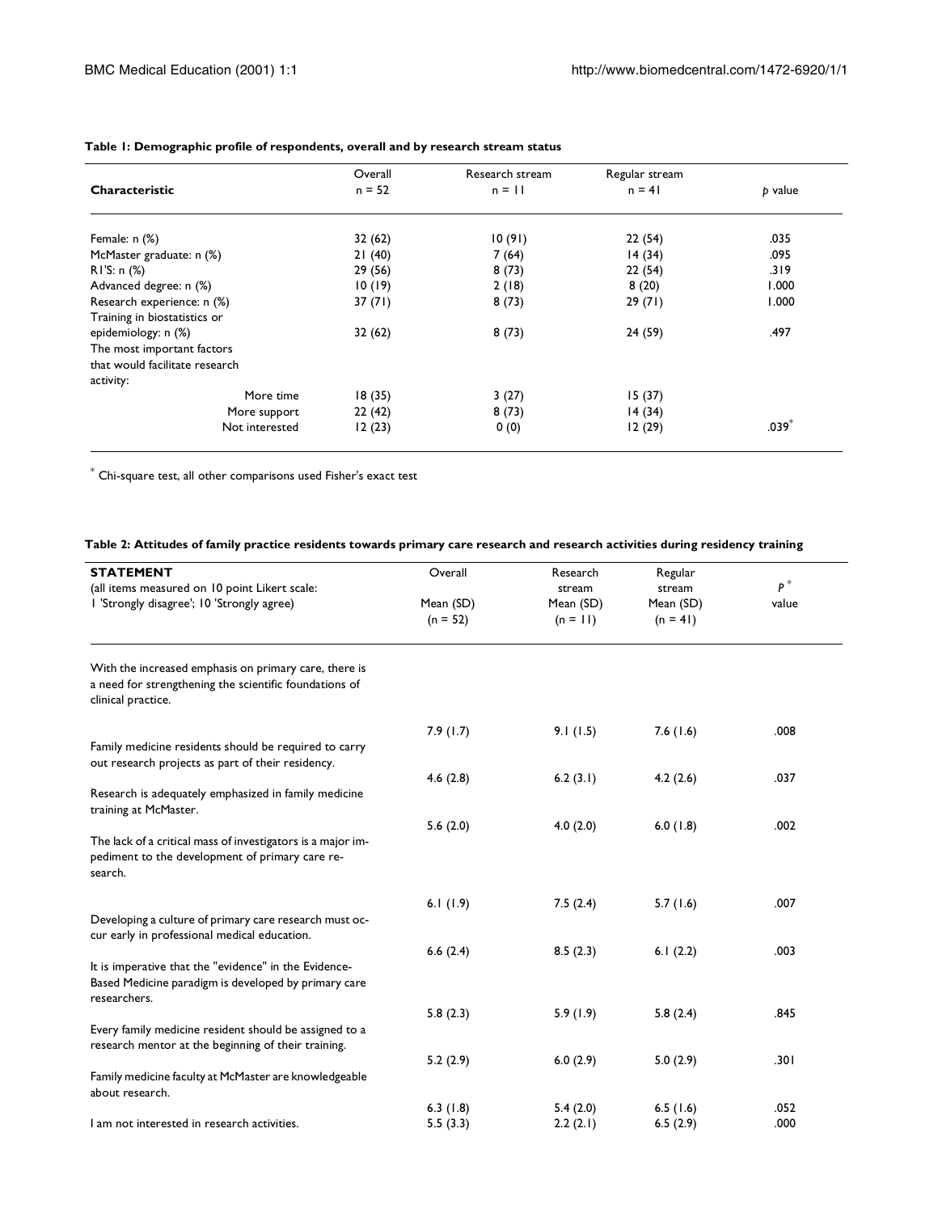**Table 1: Demographic profile of respondents, overall and by research stream status**

| Characteristic | Overall n = 52 | Research stream n = 11 | Regular stream n = 41 | *p* value |
|---|---|---|---|---|
| Female: n (%) | 32 (62) | 10 (91) | 22 (54) | .035 |
| McMaster graduate: n (%) | 21 (40) | 7 (64) | 14 (34) | .095 |
| R1'S: n (%) | 29 (56) | 8 (73) | 22 (54) | .319 |
| Advanced degree: n (%) | 10 (19) | 2 (18) | 8 (20) | 1.000 |
| Research experience: n (%) | 37 (71) | 8 (73) | 29 (71) | 1.000 |
| Training in biostatistics or epidemiology: n (%) | 32 (62) | 8 (73) | 24 (59) | .497 |
| The most important factors that would facilitate research activity: | | | | |
| More time | 18 (35) | 3 (27) | 15 (37) | |
| More support | 22 (42) | 8 (73) | 14 (34) | |
| Not interested | 12 (23) | 0 (0) | 12 (29) | .039* |

\* Chi-square test, all other comparisons used Fisher's exact test

**Table 2: Attitudes of family practice residents towards primary care research and research activities during residency training**

| **STATEMENT** (all items measured on 10 point Likert scale: 1 'Strongly disagree'; 10 'Strongly agree) | Overall Mean (SD) (n = 52) | Research stream Mean (SD) (n = 11) | Regular stream Mean (SD) (n = 41) | $P^*$ value |
|---|---|---|---|---|
| With the increased emphasis on primary care, there is a need for strengthening the scientific foundations of clinical practice. | 7.9 (1.7) | 9.1 (1.5) | 7.6 (1.6) | .008 |
| Family medicine residents should be required to carry out research projects as part of their residency. | 4.6 (2.8) | 6.2 (3.1) | 4.2 (2.6) | .037 |
| Research is adequately emphasized in family medicine training at McMaster. | 5.6 (2.0) | 4.0 (2.0) | 6.0 (1.8) | .002 |
| The lack of a critical mass of investigators is a major impediment to the development of primary care research. | 6.1 (1.9) | 7.5 (2.4) | 5.7 (1.6) | .007 |
| Developing a culture of primary care research must occur early in professional medical education. | 6.6 (2.4) | 8.5 (2.3) | 6.1 (2.2) | .003 |
| It is imperative that the "evidence" in the Evidence-Based Medicine paradigm is developed by primary care researchers. | 5.8 (2.3) | 5.9 (1.9) | 5.8 (2.4) | .845 |
| Every family medicine resident should be assigned to a research mentor at the beginning of their training. | 5.2 (2.9) | 6.0 (2.9) | 5.0 (2.9) | .301 |
| Family medicine faculty at McMaster are knowledgeable about research. | 6.3 (1.8) | 5.4 (2.0) | 6.5 (1.6) | .052 |
| I am not interested in research activities. | 5.5 (3.3) | 2.2 (2.1) | 6.5 (2.9) | .000 |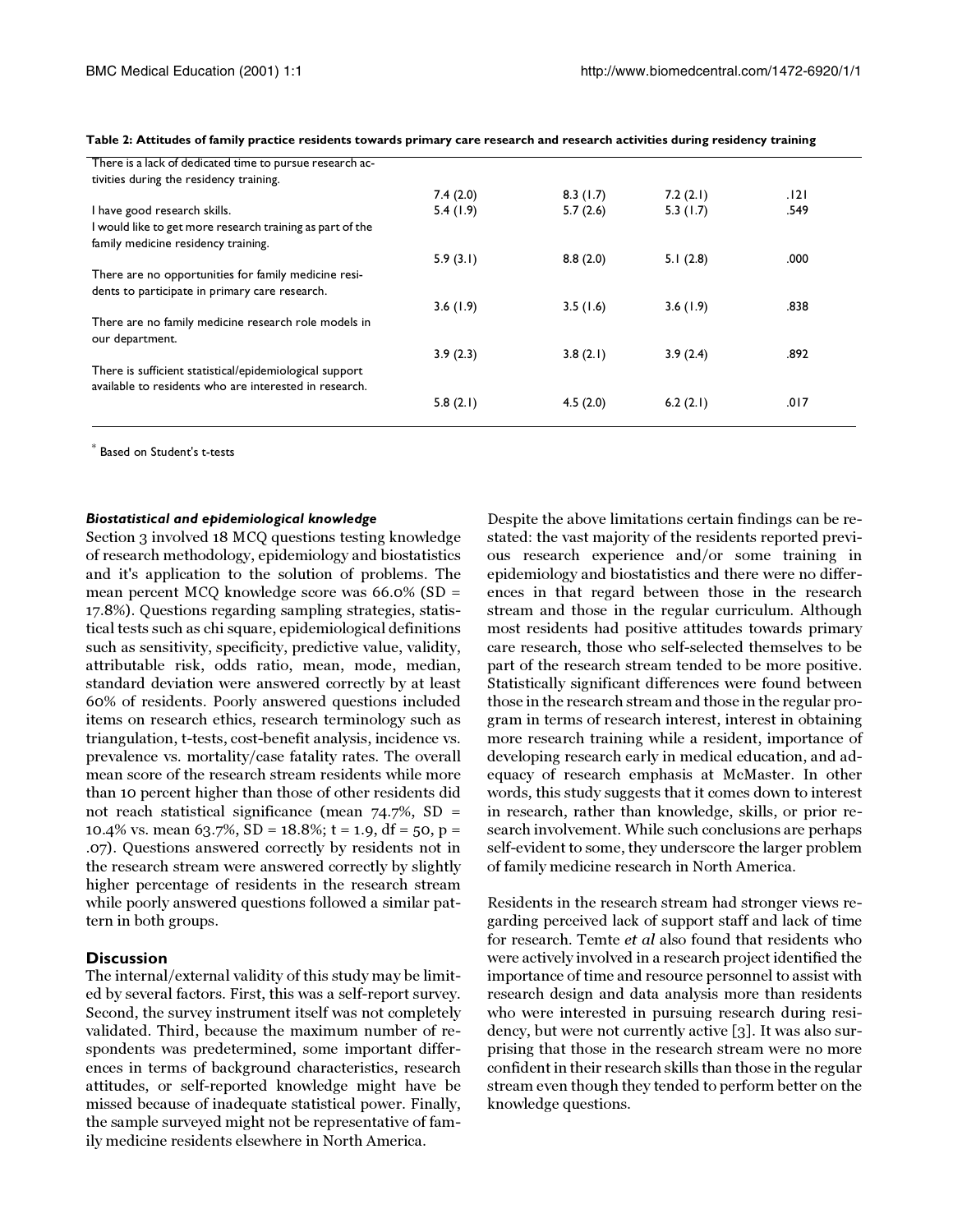**Table 2: Attitudes of family practice residents towards primary care research and research activities during residency training**

| | | | | |
|---|---|---|---|---|
| There is a lack of dedicated time to pursue research activities during the residency training. | 7.4 (2.0) | 8.3 (1.7) | 7.2 (2.1) | .121 |
| I have good research skills. | 5.4 (1.9) | 5.7 (2.6) | 5.3 (1.7) | .549 |
| I would like to get more research training as part of the family medicine residency training. | 5.9 (3.1) | 8.8 (2.0) | 5.1 (2.8) | .000 |
| There are no opportunities for family medicine residents to participate in primary care research. | 3.6 (1.9) | 3.5 (1.6) | 3.6 (1.9) | .838 |
| There are no family medicine research role models in our department. | 3.9 (2.3) | 3.8 (2.1) | 3.9 (2.4) | .892 |
| There is sufficient statistical/epidemiological support available to residents who are interested in research. | 5.8 (2.1) | 4.5 (2.0) | 6.2 (2.1) | .017 |

* Based on Student's t-tests

### *Biostatistical and epidemiological knowledge*

Section 3 involved 18 MCQ questions testing knowledge of research methodology, epidemiology and biostatistics and it's application to the solution of problems. The mean percent MCQ knowledge score was 66.0% (SD = 17.8%). Questions regarding sampling strategies, statistical tests such as chi square, epidemiological definitions such as sensitivity, specificity, predictive value, validity, attributable risk, odds ratio, mean, mode, median, standard deviation were answered correctly by at least 60% of residents. Poorly answered questions included items on research ethics, research terminology such as triangulation, t-tests, cost-benefit analysis, incidence vs. prevalence vs. mortality/case fatality rates. The overall mean score of the research stream residents while more than 10 percent higher than those of other residents did not reach statistical significance (mean 74.7%, SD = 10.4% vs. mean 63.7%, SD = 18.8%; $t = 1.9$, $df = 50$, $p = .07$). Questions answered correctly by residents not in the research stream were answered correctly by slightly higher percentage of residents in the research stream while poorly answered questions followed a similar pattern in both groups.

## Discussion

The internal/external validity of this study may be limited by several factors. First, this was a self-report survey. Second, the survey instrument itself was not completely validated. Third, because the maximum number of respondents was predetermined, some important differences in terms of background characteristics, research attitudes, or self-reported knowledge might have be missed because of inadequate statistical power. Finally, the sample surveyed might not be representative of family medicine residents elsewhere in North America.

Despite the above limitations certain findings can be restated: the vast majority of the residents reported previous research experience and/or some training in epidemiology and biostatistics and there were no differences in that regard between those in the research stream and those in the regular curriculum. Although most residents had positive attitudes towards primary care research, those who self-selected themselves to be part of the research stream tended to be more positive. Statistically significant differences were found between those in the research stream and those in the regular program in terms of research interest, interest in obtaining more research training while a resident, importance of developing research early in medical education, and adequacy of research emphasis at McMaster. In other words, this study suggests that it comes down to interest in research, rather than knowledge, skills, or prior research involvement. While such conclusions are perhaps self-evident to some, they underscore the larger problem of family medicine research in North America.

Residents in the research stream had stronger views regarding perceived lack of support staff and lack of time for research. Temte *et al* also found that residents who were actively involved in a research project identified the importance of time and resource personnel to assist with research design and data analysis more than residents who were interested in pursuing research during residency, but were not currently active [3]. It was also surprising that those in the research stream were no more confident in their research skills than those in the regular stream even though they tended to perform better on the knowledge questions.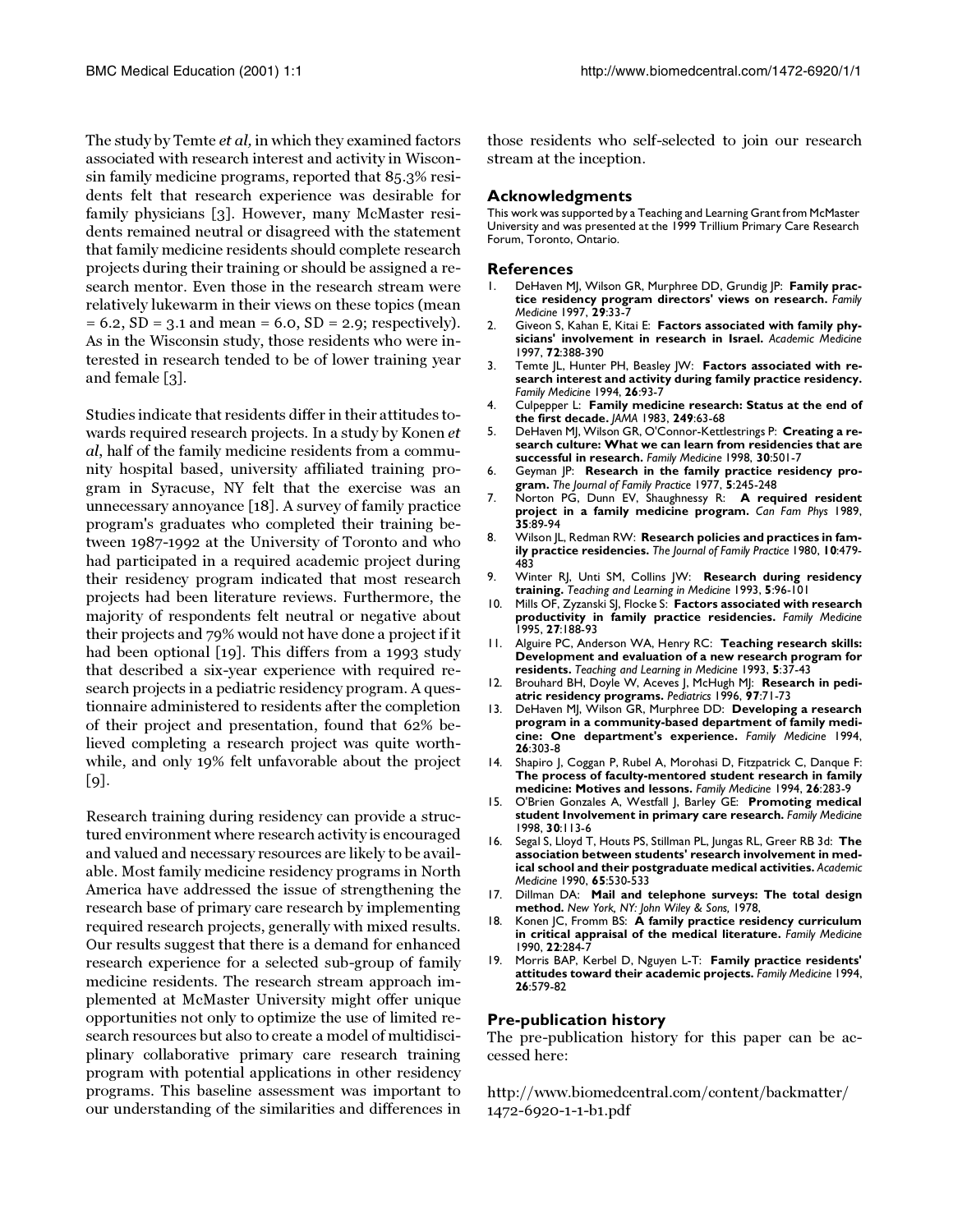The study by Temte *et al,* in which they examined factors associated with research interest and activity in Wisconsin family medicine programs, reported that 85.3% residents felt that research experience was desirable for family physicians [3]. However, many McMaster residents remained neutral or disagreed with the statement that family medicine residents should complete research projects during their training or should be assigned a research mentor. Even those in the research stream were relatively lukewarm in their views on these topics (mean = 6.2, SD = 3.1 and mean = 6.0, SD = 2.9; respectively). As in the Wisconsin study, those residents who were interested in research tended to be of lower training year and female [3].

Studies indicate that residents differ in their attitudes towards required research projects. In a study by Konen *et al*, half of the family medicine residents from a community hospital based, university affiliated training program in Syracuse, NY felt that the exercise was an unnecessary annoyance [18]. A survey of family practice program's graduates who completed their training between 1987-1992 at the University of Toronto and who had participated in a required academic project during their residency program indicated that most research projects had been literature reviews. Furthermore, the majority of respondents felt neutral or negative about their projects and 79% would not have done a project if it had been optional [19]. This differs from a 1993 study that described a six-year experience with required research projects in a pediatric residency program. A questionnaire administered to residents after the completion of their project and presentation, found that 62% believed completing a research project was quite worthwhile, and only 19% felt unfavorable about the project [9].

Research training during residency can provide a structured environment where research activity is encouraged and valued and necessary resources are likely to be available. Most family medicine residency programs in North America have addressed the issue of strengthening the research base of primary care research by implementing required research projects, generally with mixed results. Our results suggest that there is a demand for enhanced research experience for a selected sub-group of family medicine residents. The research stream approach implemented at McMaster University might offer unique opportunities not only to optimize the use of limited research resources but also to create a model of multidisciplinary collaborative primary care research training program with potential applications in other residency programs. This baseline assessment was important to our understanding of the similarities and differences in those residents who self-selected to join our research stream at the inception.

## Acknowledgments

This work was supported by a Teaching and Learning Grant from McMaster University and was presented at the 1999 Trillium Primary Care Research Forum, Toronto, Ontario.

## References

1. DeHaven MJ, Wilson GR, Murphree DD, Grundig JP: **Family practice residency program directors' views on research.** *Family Medicine* 1997, **29**:33-7
2. Giveon S, Kahan E, Kitai E: **Factors associated with family physicians' involvement in research in Israel.** *Academic Medicine* 1997, **72**:388-390
3. Temte JL, Hunter PH, Beasley JW: **Factors associated with research interest and activity during family practice residency.** *Family Medicine* 1994, **26**:93-7
4. Culpepper L: **Family medicine research: Status at the end of the first decade.** *JAMA* 1983, **249**:63-68
5. DeHaven MJ, Wilson GR, O'Connor-Kettlestrings P: **Creating a research culture: What we can learn from residencies that are successful in research.** *Family Medicine* 1998, **30**:501-7
6. Geyman JP: **Research in the family practice residency program.** *The Journal of Family Practice* 1977, **5**:245-248
7. Norton PG, Dunn EV, Shaughnessy R: **A required resident project in a family medicine program.** *Can Fam Phys* 1989, **35**:89-94
8. Wilson JL, Redman RW: **Research policies and practices in family practice residencies.** *The Journal of Family Practice* 1980, **10**:479-483
9. Winter RJ, Unti SM, Collins JW: **Research during residency training.** *Teaching and Learning in Medicine* 1993, **5**:96-101
10. Mills OF, Zyzanski SJ, Flocke S: **Factors associated with research productivity in family practice residencies.** *Family Medicine* 1995, **27**:188-93
11. Alguire PC, Anderson WA, Henry RC: **Teaching research skills: Development and evaluation of a new research program for residents.** *Teaching and Learning in Medicine* 1993, **5**:37-43
12. Brouhard BH, Doyle W, Aceves J, McHugh MJ: **Research in pediatric residency programs.** *Pediatrics* 1996, **97**:71-73
13. DeHaven MJ, Wilson GR, Murphree DD: **Developing a research program in a community-based department of family medicine: One department's experience.** *Family Medicine* 1994, **26**:303-8
14. Shapiro J, Coggan P, Rubel A, Morohasi D, Fitzpatrick C, Danque F: **The process of faculty-mentored student research in family medicine: Motives and lessons.** *Family Medicine* 1994, **26**:283-9
15. O'Brien Gonzales A, Westfall J, Barley GE: **Promoting medical student Involvement in primary care research.** *Family Medicine* 1998, **30**:113-6
16. Segal S, Lloyd T, Houts PS, Stillman PL, Jungas RL, Greer RB 3d: **The association between students' research involvement in medical school and their postgraduate medical activities.** *Academic Medicine* 1990, **65**:530-533
17. Dillman DA: **Mail and telephone surveys: The total design method.** *New York, NY: John Wiley & Sons,* 1978,
18. Konen JC, Fromm BS: **A family practice residency curriculum in critical appraisal of the medical literature.** *Family Medicine* 1990, **22**:284-7
19. Morris BAP, Kerbel D, Nguyen L-T: **Family practice residents' attitudes toward their academic projects.** *Family Medicine* 1994, **26**:579-82

## Pre-publication history

The pre-publication history for this paper can be accessed here:

http://www.biomedcentral.com/content/backmatter/1472-6920-1-1-b1.pdf